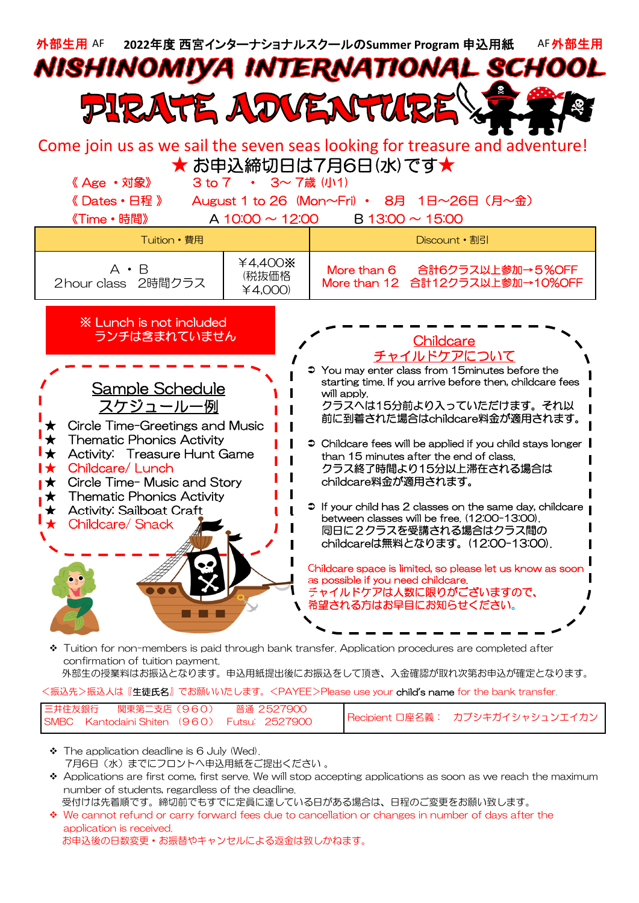外部生用 AF　2022年度 西宮インターナショナルスクールのSummer Program 申込用紙　AF 外部生用

# NISHINOMIYA INTERNATIONAL SCHOOL

# PIRATE ADVENTURE

Come join us as we sail the seven seas looking for treasure and adventure!

★ お申込締切日は7月6日(水)です★

《Age ・対象》　3 to 7　・　3～7歳 (小1)

《Dates・日程》　August 1 to 26 (Mon～Fri) ・　8月　1日～26日 (月～金)

《Time・時間》　A 10:00 ～ 12:00　　B 13:00 ～ 15:00

| Tuition・費用 | | Discount・割引 |
|---|---|---|
| A ・ B<br>2hour class　2時間クラス | ¥4,400※<br>(税抜価格<br>¥4,000) | More than 6　合計6クラス以上参加→5%OFF<br>More than 12　合計12クラス以上参加→10%OFF |

※ Lunch is not included
ランチは含まれていません

## Sample Schedule
## スケジュール一例

- ★ Circle Time-Greetings and Music
- ★ Thematic Phonics Activity
- ★ Activity:　Treasure Hunt Game
- ★ Childcare/ Lunch
- ★ Circle Time- Music and Story
- ★ Thematic Phonics Activity
- ★ Activity: Sailboat Craft
- ★ Childcare/ Snack

## Childcare
## チャイルドケアについて

- You may enter class from 15minutes before the starting time. If you arrive before then, childcare fees will apply.
クラスへは15分前より入っていただけます。それ以前に到着された場合はchildcare料金が適用されます。
- Childcare fees will be applied if you child stays longer than 15 minutes after the end of class.
クラス終了時間より15分以上滞在される場合はchildcare料金が適用されます。
- If your child has 2 classes on the same day, childcare between classes will be free. (12:00-13:00).
同日に2クラスを受講される場合はクラス間のchildcareは無料となります。(12:00-13:00).

Childcare space is limited, so please let us know as soon as possible if you need childcare.
チャイルドケアは人数に限りがございますので、希望される方はお早目にお知らせください。

- Tuition for non-members is paid through bank transfer. Application procedures are completed after confirmation of tuition payment.
外部生の授業料はお振込となります。申込用紙提出後にお振込をして頂き、入金確認が取れ次第お申込が確定となります。

<振込先>振込人は『生徒氏名』でお願いいたします。<PAYEE>Please use your child's name for the bank transfer.

| 三井住友銀行　関東第二支店 (960)　普通 2527900<br>SMBC　Kantodaini Shiten (960)　Futsu: 2527900 | Recipient 口座名義：　カブシキガイシャシュンエイカン |
|---|---|

- The application deadline is 6 July (Wed).
7月6日(水)までにフロントへ申込用紙をご提出ください 。
- Applications are first come, first serve. We will stop accepting applications as soon as we reach the maximum number of students, regardless of the deadline.
受付けは先着順です。締切前でもすでに定員に達している日がある場合は、日程のご変更をお願い致します。
- We cannot refund or carry forward fees due to cancellation or changes in number of days after the application is received.
お申込後の日数変更・お振替やキャンセルによる返金は致しかねます。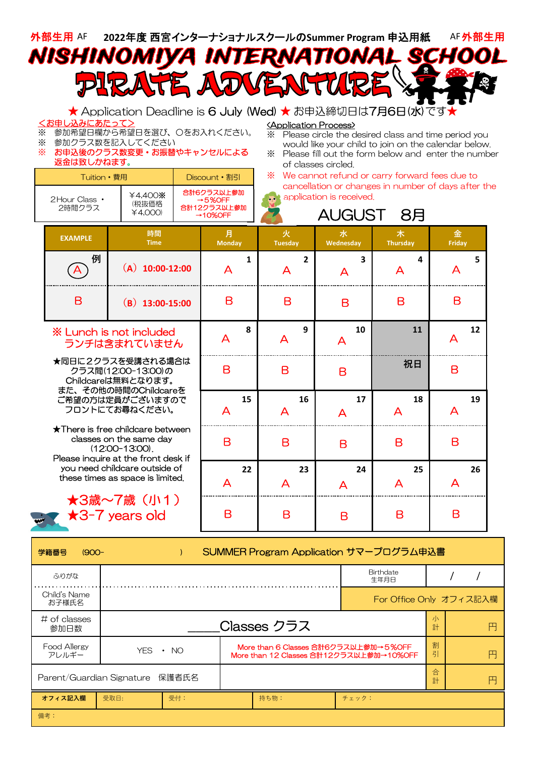外部生用 AF　**2022年度 西宮インターナショナルスクールのSummer Program 申込用紙**　AF 外部生用

# NISHINOMIYA INTERNATIONAL SCHOOL
# PIRATE ADVENTURE

★ Application Deadline is 6 July (Wed) ★ お申込締切日は7月6日(水)です★

<お申し込みにあたって>
- ※ 参加希望日欄から希望日を選び、〇をお入れください。
- ※ 参加クラス数を記入してください
- ※ お申込後のクラス数変更・お振替やキャンセルによる返金は致しかねます。

<Application Process>
- ※ Please circle the desired class and time period you would like your child to join on the calendar below.
- ※ Please fill out the form below and enter the number of classes circled.
- ※ We cannot refund or carry forward fees due to cancellation or changes in number of days after the application is received.

| Tuition・費用 | | Discount・割引 |
|---|---|---|
| 2Hour Class・2時間クラス | ¥4,400※ (税抜価格 ¥4,000) | 合計6クラス以上参加→5%OFF 合計12クラス以上参加→10%OFF |

## AUGUST 8月

| EXAMPLE | 時間 Time | 月 Monday | 火 Tuesday | 水 Wednesday | 木 Thursday | 金 Friday |
|---|---|---|---|---|---|---|
| 例 (A) | (A) 10:00-12:00 | 1 A | 2 A | 3 A | 4 A | 5 A |
| B | (B) 13:00-15:00 | B | B | B | B | B |
| | | 8 A | 9 A | 10 A | 11 | 12 A |
| | | B | B | B | 祝日 | B |
| | | 15 A | 16 A | 17 A | 18 A | 19 A |
| | | B | B | B | B | B |
| | | 22 A | 23 A | 24 A | 25 A | 26 A |
| | | B | B | B | B | B |

※ Lunch is not included
ランチは含まれていません

★同日に2クラスを受講される場合はクラス間(12:00-13:00)のChildcareは無料となります。
また、その他の時間のChildcareをご希望の方は定員がございますのでフロントにてお尋ねください。

★There is free childcare between classes on the same day (12:00-13:00).
Please inquire at the front desk if you need childcare outside of these times as space is limited.

★3歳～7歳（小1）
★3-7 years old

| 学籍番号 (900- ) | SUMMER Program Application サマープログラム申込書 | | | |
|---|---|---|---|---|
| ふりがな | | Birthdate 生年月日 | / / | |
| Child's Name お子様氏名 | | For Office Only オフィス記入欄 | | |
| # of classes 参加日数 | ____Classes クラス | | 小計 | 円 |
| Food Allergy アレルギー | YES ・ NO | More than 6 Classes 合計6クラス以上参加→5%OFF More than 12 Classes 合計12クラス以上参加→10%OFF | 割引 | 円 |
| Parent/Guardian Signature 保護者氏名 | | | 合計 | 円 |

| オフィス記入欄 | 受取日: | 受付： | 持ち物： | チェック： |
|---|---|---|---|---|
| 備考： | | | | |